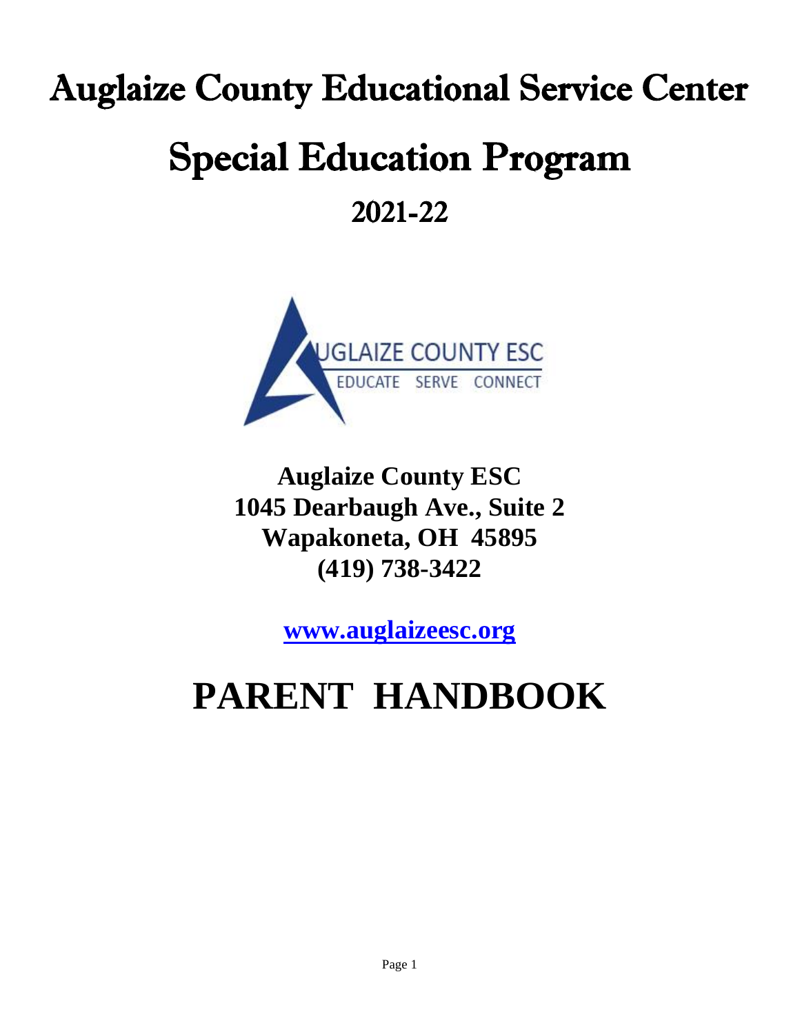# Auglaize County Educational Service Center

# Special Education Program

## 2021-22

**Auglaize County ESC**
**1045 Dearbaugh Ave., Suite 2**
**Wapakoneta, OH 45895**
**(419) 738-3422**

**[www.auglaizeesc.org](http://www.auglaizeesc.org)**

# PARENT HANDBOOK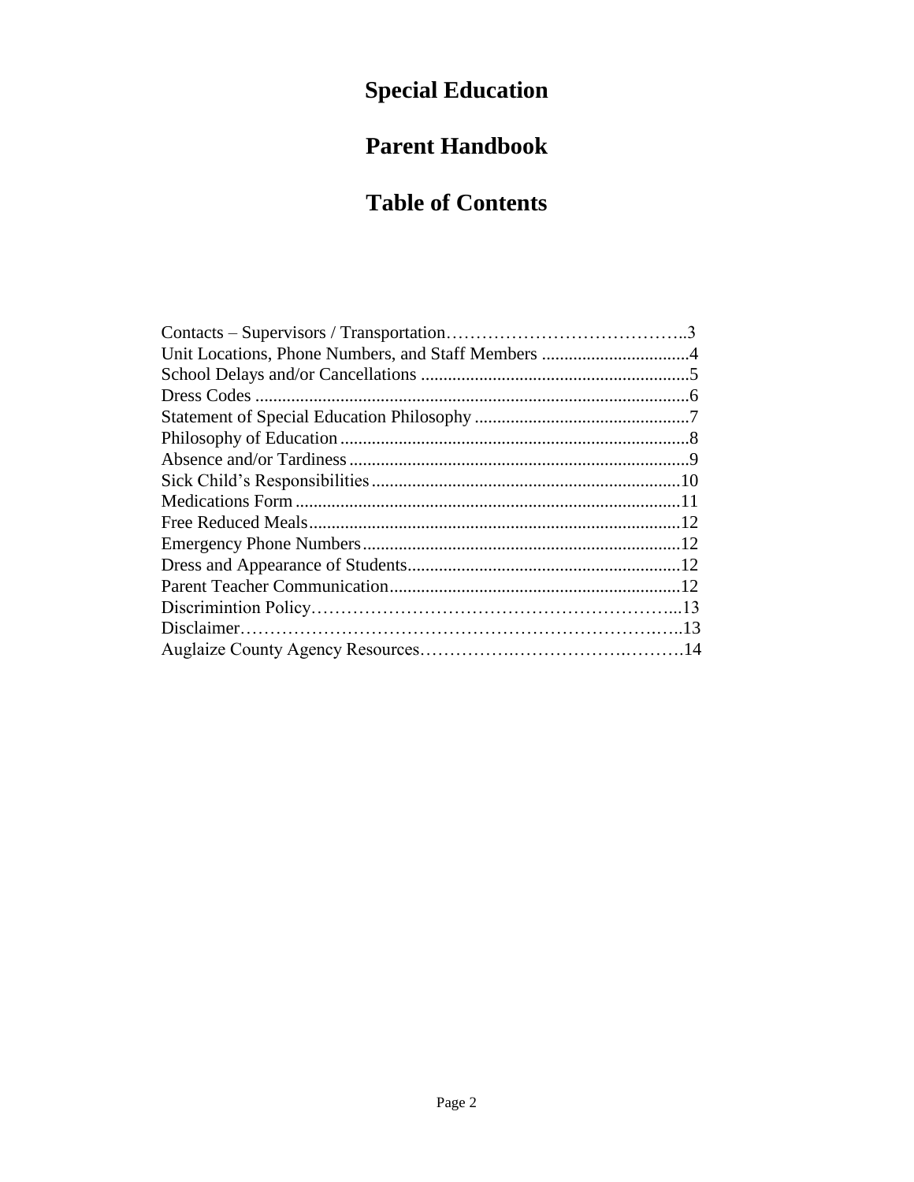# Special Education

# Parent Handbook

# Table of Contents

| | |
|---|---|
| Contacts – Supervisors / Transportation | 3 |
| Unit Locations, Phone Numbers, and Staff Members | 4 |
| School Delays and/or Cancellations | 5 |
| Dress Codes | 6 |
| Statement of Special Education Philosophy | 7 |
| Philosophy of Education | 8 |
| Absence and/or Tardiness | 9 |
| Sick Child's Responsibilities | 10 |
| Medications Form | 11 |
| Free Reduced Meals | 12 |
| Emergency Phone Numbers | 12 |
| Dress and Appearance of Students | 12 |
| Parent Teacher Communication | 12 |
| Discrimintion Policy | 13 |
| Disclaimer | 13 |
| Auglaize County Agency Resources | 14 |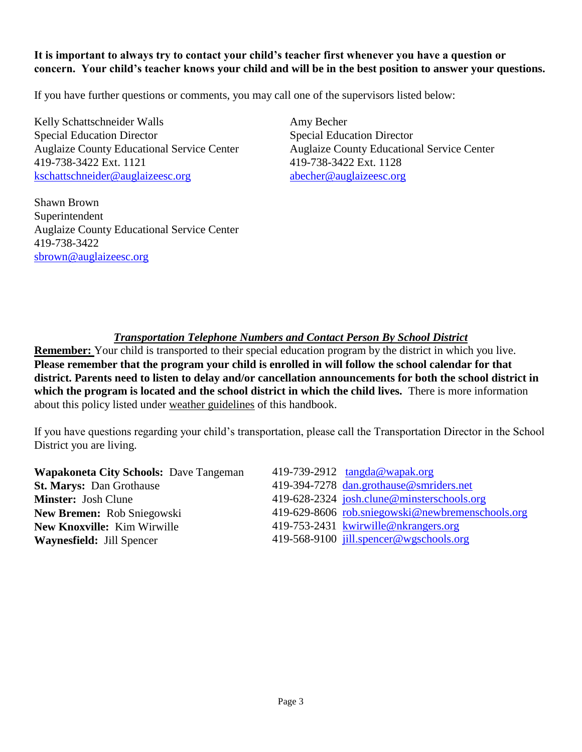**It is important to always try to contact your child's teacher first whenever you have a question or concern. Your child's teacher knows your child and will be in the best position to answer your questions.**

If you have further questions or comments, you may call one of the supervisors listed below:

Kelly Schattschneider Walls
Special Education Director
Auglaize County Educational Service Center
419-738-3422 Ext. 1121
kschattschneider@auglaizeesc.org

Amy Becher
Special Education Director
Auglaize County Educational Service Center
419-738-3422 Ext. 1128
abecher@auglaizeesc.org

Shawn Brown
Superintendent
Auglaize County Educational Service Center
419-738-3422
sbrown@auglaizeesc.org

## ***Transportation Telephone Numbers and Contact Person By School District***

**Remember:** Your child is transported to their special education program by the district in which you live. **Please remember that the program your child is enrolled in will follow the school calendar for that district. Parents need to listen to delay and/or cancellation announcements for both the school district in which the program is located and the school district in which the child lives.** There is more information about this policy listed under weather guidelines of this handbook.

If you have questions regarding your child's transportation, please call the Transportation Director in the School District you are living.

| District / Contact | Phone | Email |
|---|---|---|
| **Wapakoneta City Schools:** Dave Tangeman | 419-739-2912 | tangda@wapak.org |
| **St. Marys:** Dan Grothause | 419-394-7278 | dan.grothause@smriders.net |
| **Minster:** Josh Clune | 419-628-2324 | josh.clune@minsterschools.org |
| **New Bremen:** Rob Sniegowski | 419-629-8606 | rob.sniegowski@newbremenschools.org |
| **New Knoxville:** Kim Wirwille | 419-753-2431 | kwirwille@nkrangers.org |
| **Waynesfield:** Jill Spencer | 419-568-9100 | jill.spencer@wgschools.org |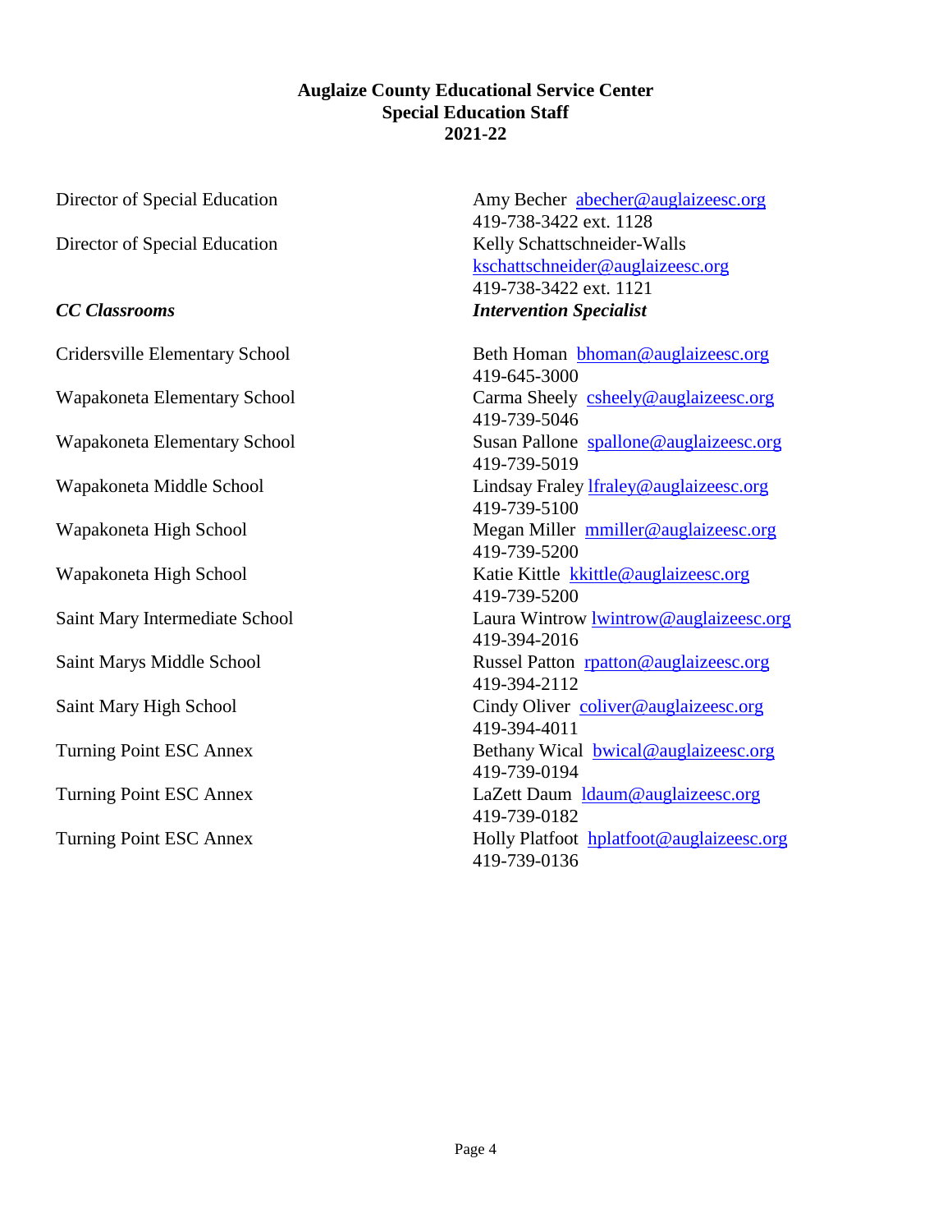**Auglaize County Educational Service Center**
**Special Education Staff**
**2021-22**

| | |
|---|---|
| Director of Special Education | Amy Becher abecher@auglaizeesc.org<br>419-738-3422 ext. 1128 |
| Director of Special Education | Kelly Schattschneider-Walls<br>kschattschneider@auglaizeesc.org<br>419-738-3422 ext. 1121 |
| ***CC Classrooms*** | ***Intervention Specialist*** |
| Cridersville Elementary School | Beth Homan bhoman@auglaizeesc.org<br>419-645-3000 |
| Wapakoneta Elementary School | Carma Sheely csheely@auglaizeesc.org<br>419-739-5046 |
| Wapakoneta Elementary School | Susan Pallone spallone@auglaizeesc.org<br>419-739-5019 |
| Wapakoneta Middle School | Lindsay Fraley lfraley@auglaizeesc.org<br>419-739-5100 |
| Wapakoneta High School | Megan Miller mmiller@auglaizeesc.org<br>419-739-5200 |
| Wapakoneta High School | Katie Kittle kkittle@auglaizeesc.org<br>419-739-5200 |
| Saint Mary Intermediate School | Laura Wintrow lwintrow@auglaizeesc.org<br>419-394-2016 |
| Saint Marys Middle School | Russel Patton rpatton@auglaizeesc.org<br>419-394-2112 |
| Saint Mary High School | Cindy Oliver coliver@auglaizeesc.org<br>419-394-4011 |
| Turning Point ESC Annex | Bethany Wical bwical@auglaizeesc.org<br>419-739-0194 |
| Turning Point ESC Annex | LaZett Daum ldaum@auglaizeesc.org<br>419-739-0182 |
| Turning Point ESC Annex | Holly Platfoot hplatfoot@auglaizeesc.org<br>419-739-0136 |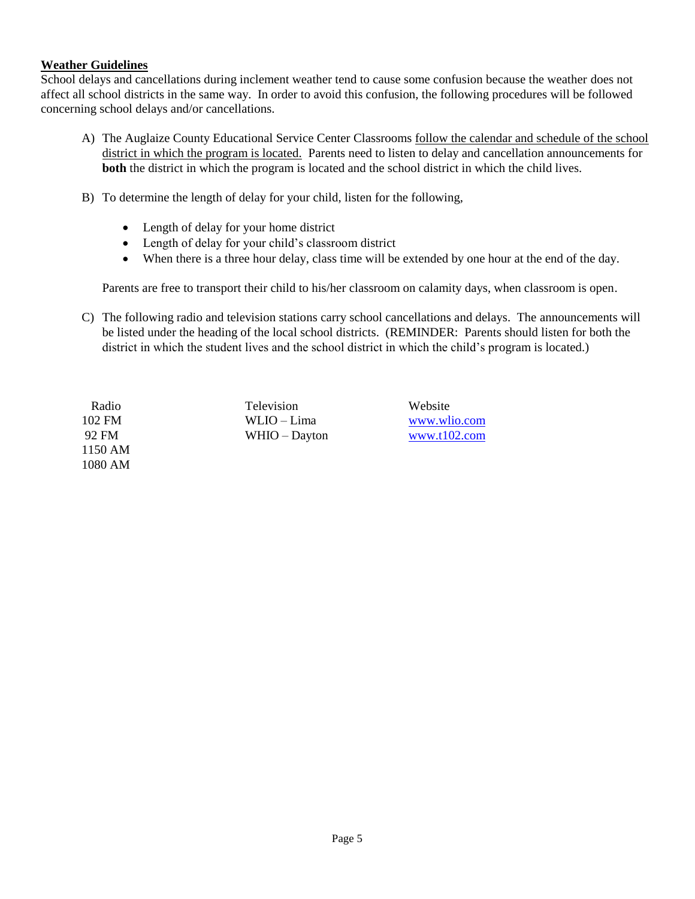## Weather Guidelines

School delays and cancellations during inclement weather tend to cause some confusion because the weather does not affect all school districts in the same way. In order to avoid this confusion, the following procedures will be followed concerning school delays and/or cancellations.

A) The Auglaize County Educational Service Center Classrooms follow the calendar and schedule of the school district in which the program is located. Parents need to listen to delay and cancellation announcements for **both** the district in which the program is located and the school district in which the child lives.

B) To determine the length of delay for your child, listen for the following,

- Length of delay for your home district
- Length of delay for your child's classroom district
- When there is a three hour delay, class time will be extended by one hour at the end of the day.

Parents are free to transport their child to his/her classroom on calamity days, when classroom is open.

C) The following radio and television stations carry school cancellations and delays. The announcements will be listed under the heading of the local school districts. (REMINDER: Parents should listen for both the district in which the student lives and the school district in which the child's program is located.)

| Radio | Television | Website |
|---|---|---|
| 102 FM | WLIO – Lima | www.wlio.com |
| 92 FM | WHIO – Dayton | www.t102.com |
| 1150 AM | | |
| 1080 AM | | |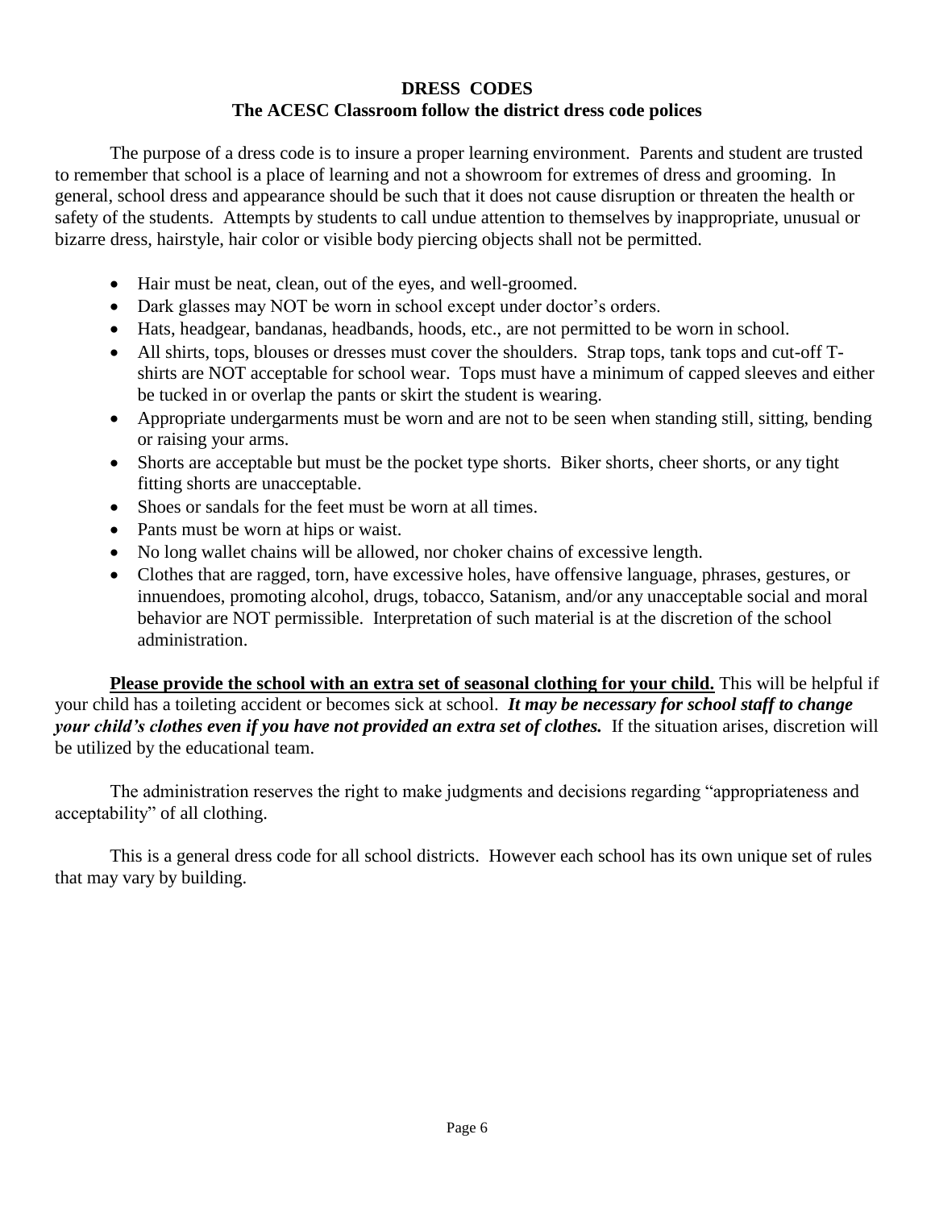# DRESS CODES

## The ACESC Classroom follow the district dress code polices

The purpose of a dress code is to insure a proper learning environment. Parents and student are trusted to remember that school is a place of learning and not a showroom for extremes of dress and grooming. In general, school dress and appearance should be such that it does not cause disruption or threaten the health or safety of the students. Attempts by students to call undue attention to themselves by inappropriate, unusual or bizarre dress, hairstyle, hair color or visible body piercing objects shall not be permitted.

- Hair must be neat, clean, out of the eyes, and well-groomed.
- Dark glasses may NOT be worn in school except under doctor's orders.
- Hats, headgear, bandanas, headbands, hoods, etc., are not permitted to be worn in school.
- All shirts, tops, blouses or dresses must cover the shoulders. Strap tops, tank tops and cut-off T-shirts are NOT acceptable for school wear. Tops must have a minimum of capped sleeves and either be tucked in or overlap the pants or skirt the student is wearing.
- Appropriate undergarments must be worn and are not to be seen when standing still, sitting, bending or raising your arms.
- Shorts are acceptable but must be the pocket type shorts. Biker shorts, cheer shorts, or any tight fitting shorts are unacceptable.
- Shoes or sandals for the feet must be worn at all times.
- Pants must be worn at hips or waist.
- No long wallet chains will be allowed, nor choker chains of excessive length.
- Clothes that are ragged, torn, have excessive holes, have offensive language, phrases, gestures, or innuendoes, promoting alcohol, drugs, tobacco, Satanism, and/or any unacceptable social and moral behavior are NOT permissible. Interpretation of such material is at the discretion of the school administration.

<u>**Please provide the school with an extra set of seasonal clothing for your child.**</u> This will be helpful if your child has a toileting accident or becomes sick at school. ***It may be necessary for school staff to change your child's clothes even if you have not provided an extra set of clothes.*** If the situation arises, discretion will be utilized by the educational team.

The administration reserves the right to make judgments and decisions regarding "appropriateness and acceptability" of all clothing.

This is a general dress code for all school districts. However each school has its own unique set of rules that may vary by building.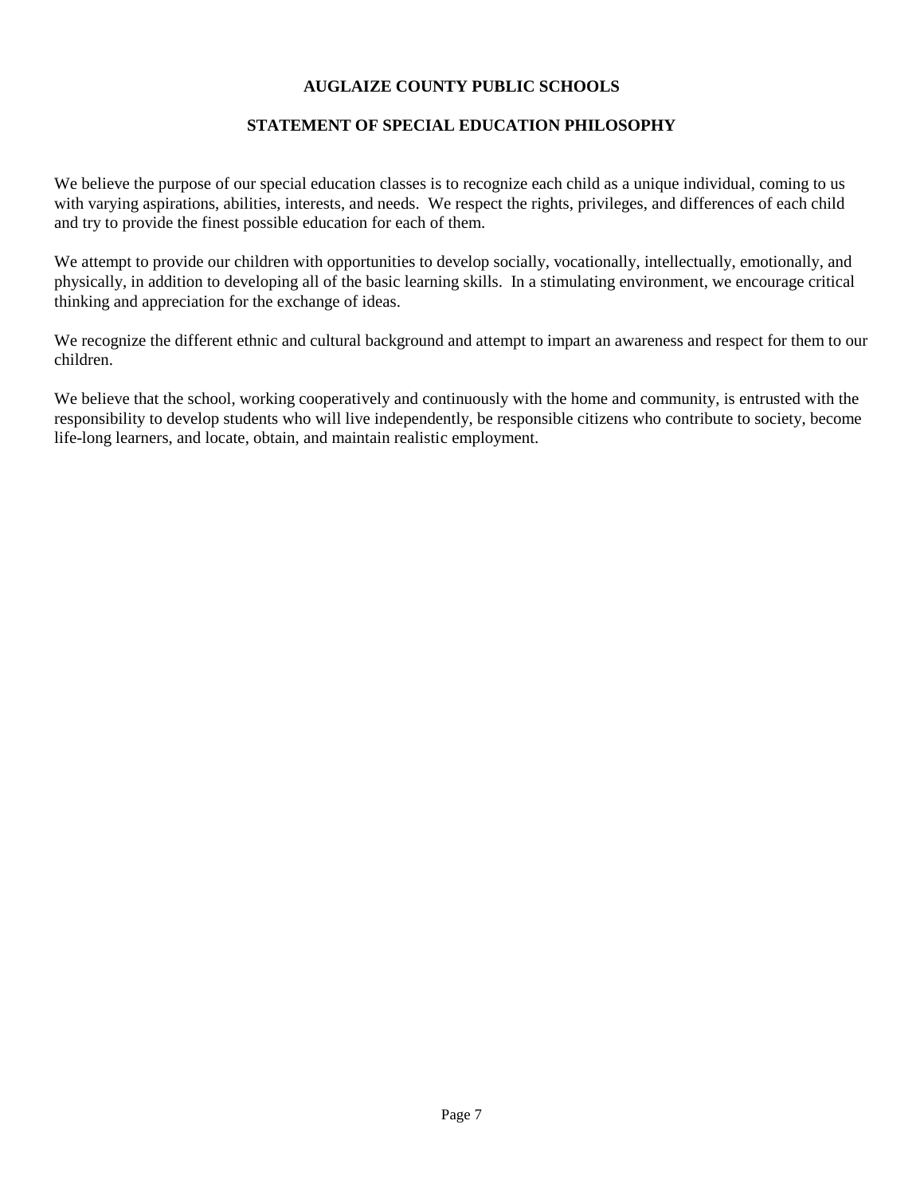# AUGLAIZE COUNTY PUBLIC SCHOOLS

## STATEMENT OF SPECIAL EDUCATION PHILOSOPHY

We believe the purpose of our special education classes is to recognize each child as a unique individual, coming to us with varying aspirations, abilities, interests, and needs. We respect the rights, privileges, and differences of each child and try to provide the finest possible education for each of them.

We attempt to provide our children with opportunities to develop socially, vocationally, intellectually, emotionally, and physically, in addition to developing all of the basic learning skills. In a stimulating environment, we encourage critical thinking and appreciation for the exchange of ideas.

We recognize the different ethnic and cultural background and attempt to impart an awareness and respect for them to our children.

We believe that the school, working cooperatively and continuously with the home and community, is entrusted with the responsibility to develop students who will live independently, be responsible citizens who contribute to society, become life-long learners, and locate, obtain, and maintain realistic employment.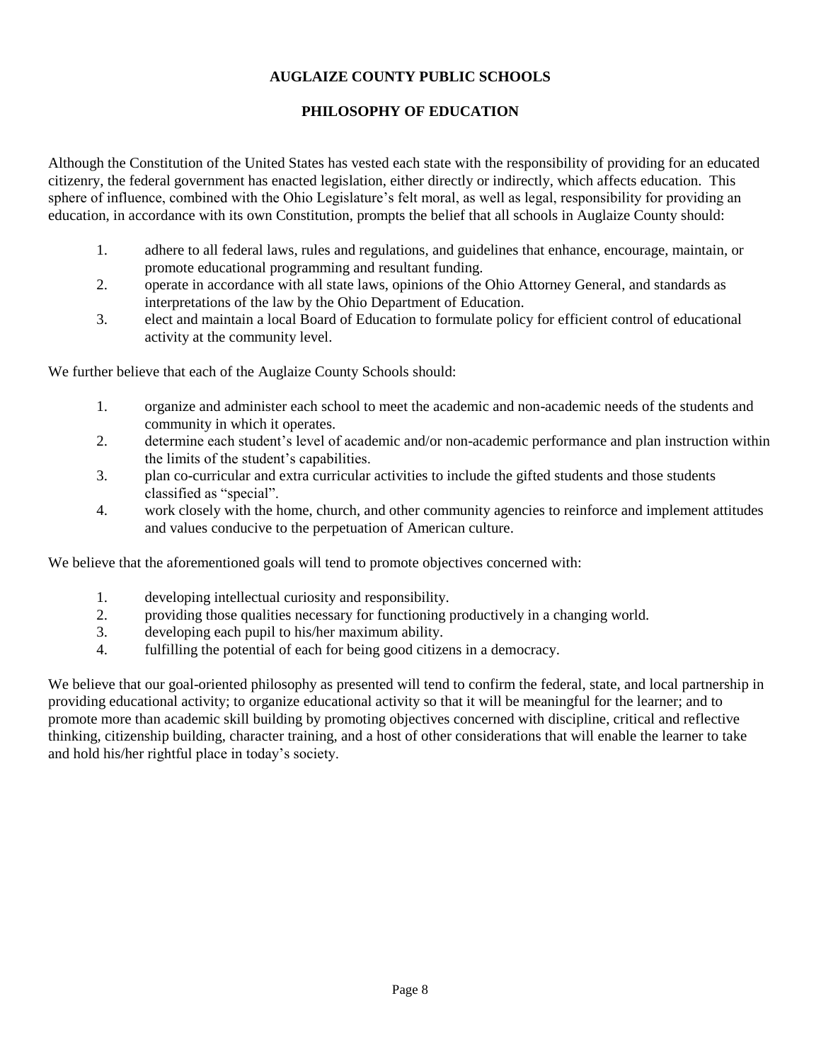# AUGLAIZE COUNTY PUBLIC SCHOOLS

## PHILOSOPHY OF EDUCATION

Although the Constitution of the United States has vested each state with the responsibility of providing for an educated citizenry, the federal government has enacted legislation, either directly or indirectly, which affects education. This sphere of influence, combined with the Ohio Legislature's felt moral, as well as legal, responsibility for providing an education, in accordance with its own Constitution, prompts the belief that all schools in Auglaize County should:

1. adhere to all federal laws, rules and regulations, and guidelines that enhance, encourage, maintain, or promote educational programming and resultant funding.
2. operate in accordance with all state laws, opinions of the Ohio Attorney General, and standards as interpretations of the law by the Ohio Department of Education.
3. elect and maintain a local Board of Education to formulate policy for efficient control of educational activity at the community level.

We further believe that each of the Auglaize County Schools should:

1. organize and administer each school to meet the academic and non-academic needs of the students and community in which it operates.
2. determine each student's level of academic and/or non-academic performance and plan instruction within the limits of the student's capabilities.
3. plan co-curricular and extra curricular activities to include the gifted students and those students classified as "special".
4. work closely with the home, church, and other community agencies to reinforce and implement attitudes and values conducive to the perpetuation of American culture.

We believe that the aforementioned goals will tend to promote objectives concerned with:

1. developing intellectual curiosity and responsibility.
2. providing those qualities necessary for functioning productively in a changing world.
3. developing each pupil to his/her maximum ability.
4. fulfilling the potential of each for being good citizens in a democracy.

We believe that our goal-oriented philosophy as presented will tend to confirm the federal, state, and local partnership in providing educational activity; to organize educational activity so that it will be meaningful for the learner; and to promote more than academic skill building by promoting objectives concerned with discipline, critical and reflective thinking, citizenship building, character training, and a host of other considerations that will enable the learner to take and hold his/her rightful place in today's society.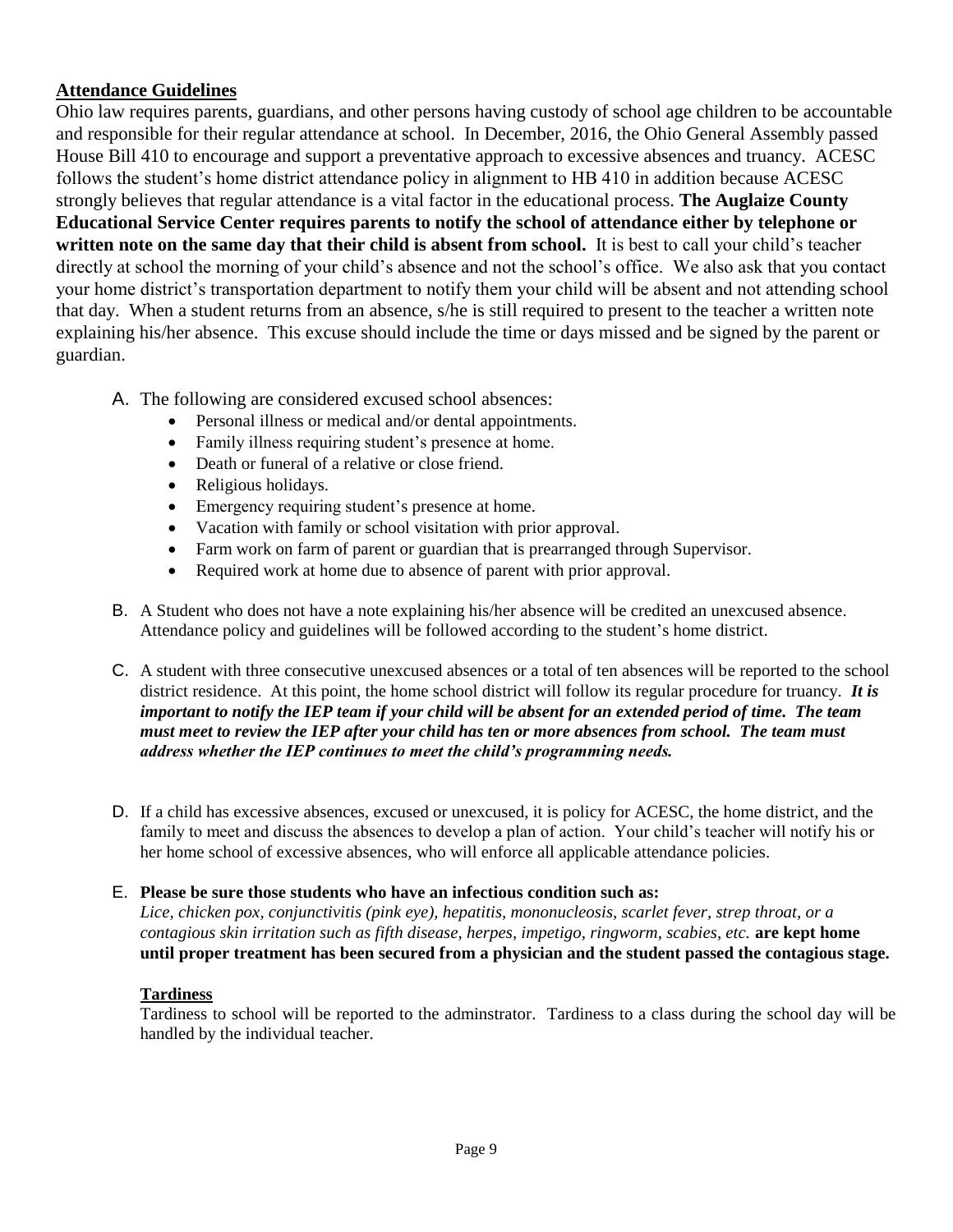## Attendance Guidelines

Ohio law requires parents, guardians, and other persons having custody of school age children to be accountable and responsible for their regular attendance at school. In December, 2016, the Ohio General Assembly passed House Bill 410 to encourage and support a preventative approach to excessive absences and truancy. ACESC follows the student's home district attendance policy in alignment to HB 410 in addition because ACESC strongly believes that regular attendance is a vital factor in the educational process. **The Auglaize County Educational Service Center requires parents to notify the school of attendance either by telephone or written note on the same day that their child is absent from school.** It is best to call your child's teacher directly at school the morning of your child's absence and not the school's office. We also ask that you contact your home district's transportation department to notify them your child will be absent and not attending school that day. When a student returns from an absence, s/he is still required to present to the teacher a written note explaining his/her absence. This excuse should include the time or days missed and be signed by the parent or guardian.

A. The following are considered excused school absences:
   - Personal illness or medical and/or dental appointments.
   - Family illness requiring student's presence at home.
   - Death or funeral of a relative or close friend.
   - Religious holidays.
   - Emergency requiring student's presence at home.
   - Vacation with family or school visitation with prior approval.
   - Farm work on farm of parent or guardian that is prearranged through Supervisor.
   - Required work at home due to absence of parent with prior approval.

B. A Student who does not have a note explaining his/her absence will be credited an unexcused absence. Attendance policy and guidelines will be followed according to the student's home district.

C. A student with three consecutive unexcused absences or a total of ten absences will be reported to the school district residence. At this point, the home school district will follow its regular procedure for truancy. ***It is important to notify the IEP team if your child will be absent for an extended period of time. The team must meet to review the IEP after your child has ten or more absences from school. The team must address whether the IEP continues to meet the child's programming needs.***

D. If a child has excessive absences, excused or unexcused, it is policy for ACESC, the home district, and the family to meet and discuss the absences to develop a plan of action. Your child's teacher will notify his or her home school of excessive absences, who will enforce all applicable attendance policies.

E. **Please be sure those students who have an infectious condition such as:** *Lice, chicken pox, conjunctivitis (pink eye), hepatitis, mononucleosis, scarlet fever, strep throat, or a contagious skin irritation such as fifth disease, herpes, impetigo, ringworm, scabies, etc.* **are kept home until proper treatment has been secured from a physician and the student passed the contagious stage.**

### Tardiness

Tardiness to school will be reported to the adminstrator. Tardiness to a class during the school day will be handled by the individual teacher.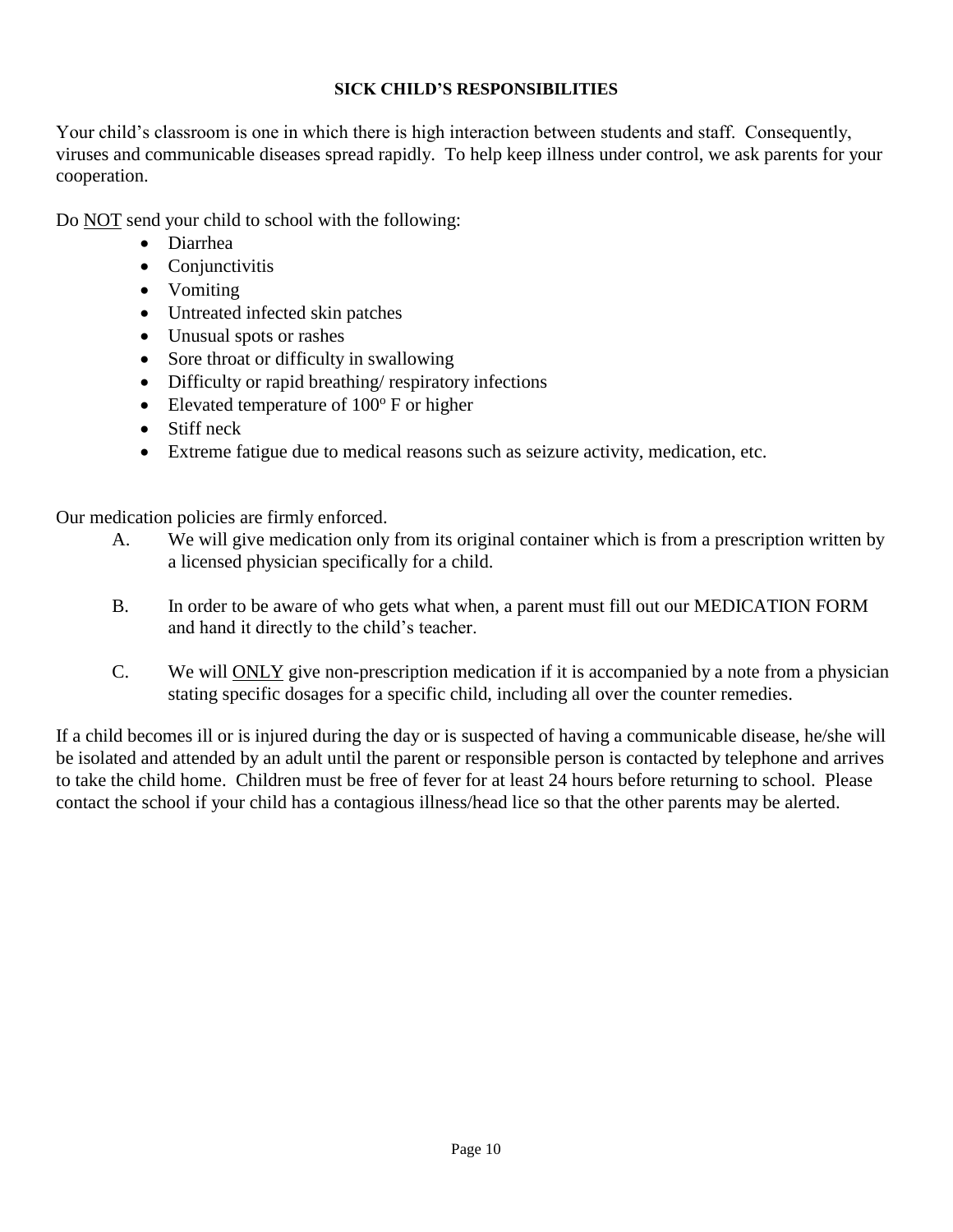## SICK CHILD'S RESPONSIBILITIES

Your child's classroom is one in which there is high interaction between students and staff. Consequently, viruses and communicable diseases spread rapidly. To help keep illness under control, we ask parents for your cooperation.

Do <u>NOT</u> send your child to school with the following:

- Diarrhea
- Conjunctivitis
- Vomiting
- Untreated infected skin patches
- Unusual spots or rashes
- Sore throat or difficulty in swallowing
- Difficulty or rapid breathing/ respiratory infections
- Elevated temperature of 100º F or higher
- Stiff neck
- Extreme fatigue due to medical reasons such as seizure activity, medication, etc.

Our medication policies are firmly enforced.

A. We will give medication only from its original container which is from a prescription written by a licensed physician specifically for a child.

B. In order to be aware of who gets what when, a parent must fill out our MEDICATION FORM and hand it directly to the child's teacher.

C. We will <u>ONLY</u> give non-prescription medication if it is accompanied by a note from a physician stating specific dosages for a specific child, including all over the counter remedies.

If a child becomes ill or is injured during the day or is suspected of having a communicable disease, he/she will be isolated and attended by an adult until the parent or responsible person is contacted by telephone and arrives to take the child home. Children must be free of fever for at least 24 hours before returning to school. Please contact the school if your child has a contagious illness/head lice so that the other parents may be alerted.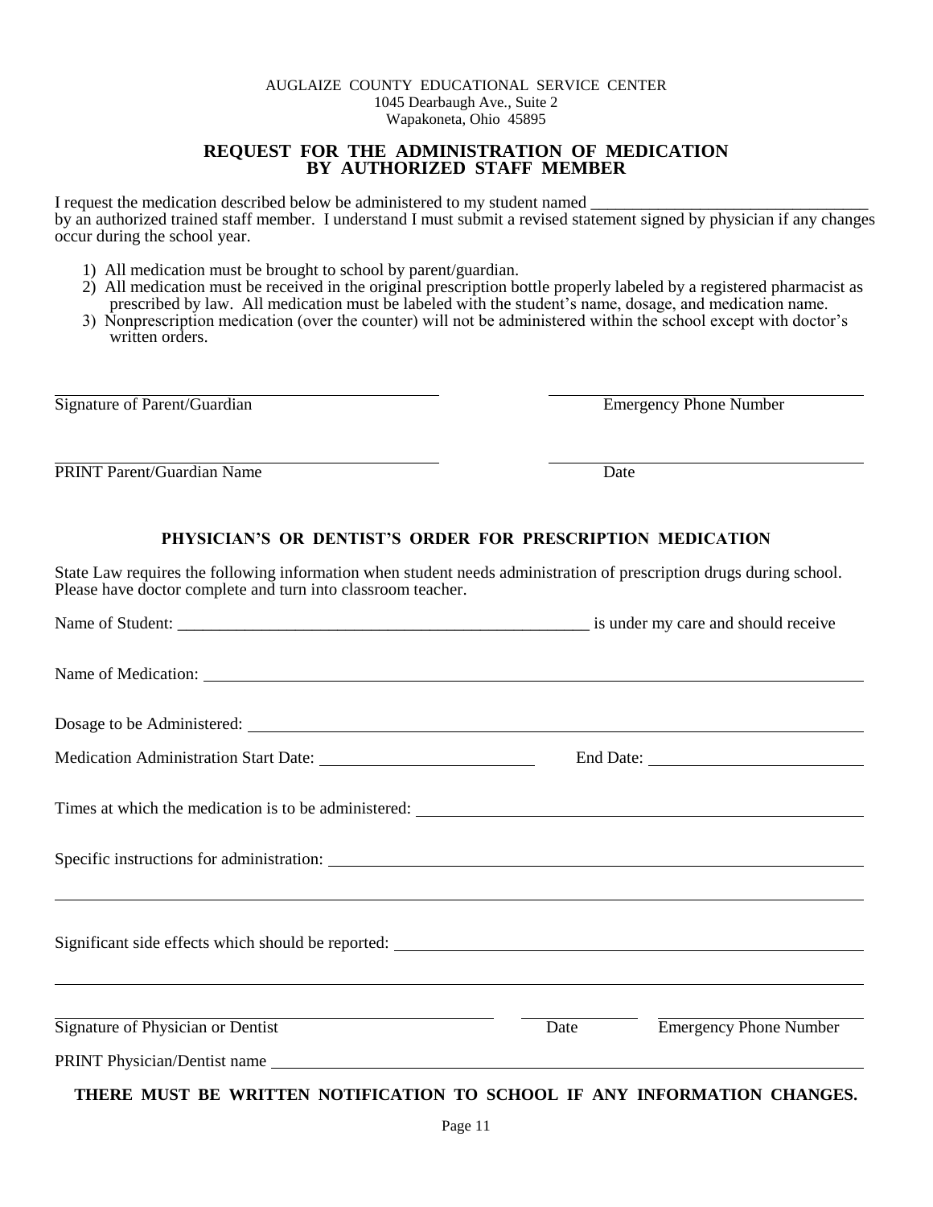AUGLAIZE COUNTY EDUCATIONAL SERVICE CENTER
1045 Dearbaugh Ave., Suite 2
Wapakoneta, Ohio 45895

## REQUEST FOR THE ADMINISTRATION OF MEDICATION BY AUTHORIZED STAFF MEMBER

I request the medication described below be administered to my student named _________________________________ by an authorized trained staff member. I understand I must submit a revised statement signed by physician if any changes occur during the school year.

1) All medication must be brought to school by parent/guardian.
2) All medication must be received in the original prescription bottle properly labeled by a registered pharmacist as prescribed by law. All medication must be labeled with the student's name, dosage, and medication name.
3) Nonprescription medication (over the counter) will not be administered within the school except with doctor's written orders.

_______________________________________ _______________________________
Signature of Parent/Guardian Emergency Phone Number

_______________________________________ _______________________________
PRINT Parent/Guardian Name Date

## PHYSICIAN'S OR DENTIST'S ORDER FOR PRESCRIPTION MEDICATION

State Law requires the following information when student needs administration of prescription drugs during school. Please have doctor complete and turn into classroom teacher.

Name of Student: ___________________________________________________ is under my care and should receive

Name of Medication: ______________________________________________________________________

Dosage to be Administered: _________________________________________________________________

Medication Administration Start Date: _________________________ End Date: _________________________

Times at which the medication is to be administered: ______________________________________________

Specific instructions for administration: ______________________________________________________

__________________________________________________________________________________________

Significant side effects which should be reported: _________________________________________________

__________________________________________________________________________________________

_______________________________________ ____________ _______________________
Signature of Physician or Dentist Date Emergency Phone Number

PRINT Physician/Dentist name ______________________________________________________________

**THERE MUST BE WRITTEN NOTIFICATION TO SCHOOL IF ANY INFORMATION CHANGES.**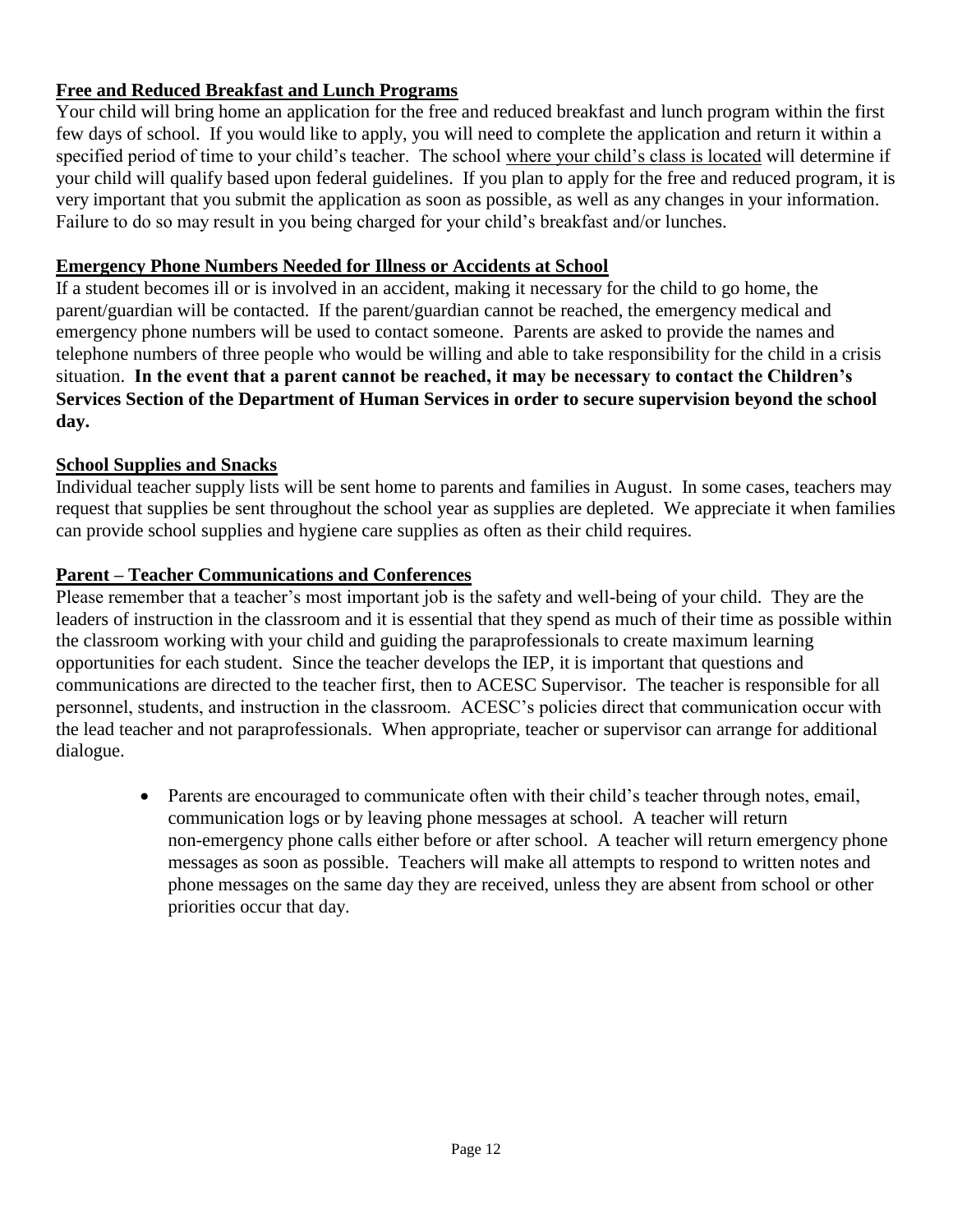## Free and Reduced Breakfast and Lunch Programs

Your child will bring home an application for the free and reduced breakfast and lunch program within the first few days of school. If you would like to apply, you will need to complete the application and return it within a specified period of time to your child's teacher. The school where your child's class is located will determine if your child will qualify based upon federal guidelines. If you plan to apply for the free and reduced program, it is very important that you submit the application as soon as possible, as well as any changes in your information. Failure to do so may result in you being charged for your child's breakfast and/or lunches.

## Emergency Phone Numbers Needed for Illness or Accidents at School

If a student becomes ill or is involved in an accident, making it necessary for the child to go home, the parent/guardian will be contacted. If the parent/guardian cannot be reached, the emergency medical and emergency phone numbers will be used to contact someone. Parents are asked to provide the names and telephone numbers of three people who would be willing and able to take responsibility for the child in a crisis situation. **In the event that a parent cannot be reached, it may be necessary to contact the Children's Services Section of the Department of Human Services in order to secure supervision beyond the school day.**

## School Supplies and Snacks

Individual teacher supply lists will be sent home to parents and families in August. In some cases, teachers may request that supplies be sent throughout the school year as supplies are depleted. We appreciate it when families can provide school supplies and hygiene care supplies as often as their child requires.

## Parent – Teacher Communications and Conferences

Please remember that a teacher's most important job is the safety and well-being of your child. They are the leaders of instruction in the classroom and it is essential that they spend as much of their time as possible within the classroom working with your child and guiding the paraprofessionals to create maximum learning opportunities for each student. Since the teacher develops the IEP, it is important that questions and communications are directed to the teacher first, then to ACESC Supervisor. The teacher is responsible for all personnel, students, and instruction in the classroom. ACESC's policies direct that communication occur with the lead teacher and not paraprofessionals. When appropriate, teacher or supervisor can arrange for additional dialogue.

- Parents are encouraged to communicate often with their child's teacher through notes, email, communication logs or by leaving phone messages at school. A teacher will return non-emergency phone calls either before or after school. A teacher will return emergency phone messages as soon as possible. Teachers will make all attempts to respond to written notes and phone messages on the same day they are received, unless they are absent from school or other priorities occur that day.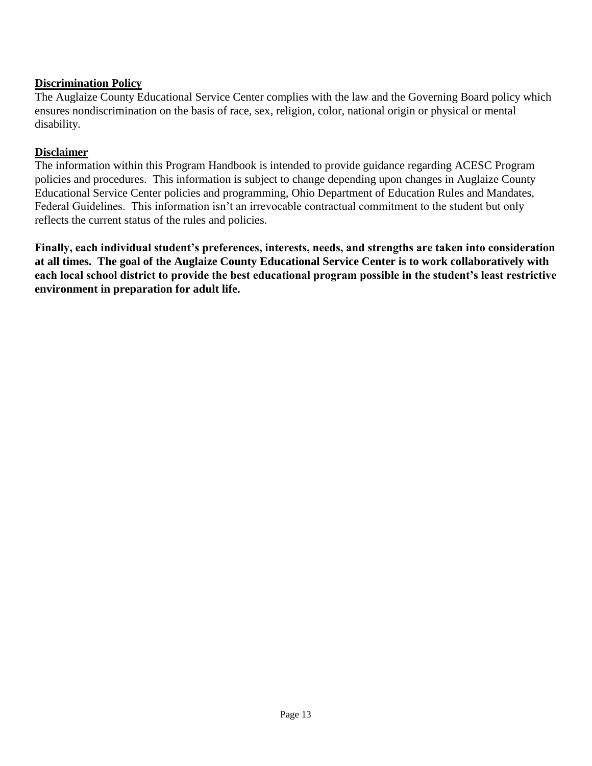**<u>Discrimination Policy</u>**

The Auglaize County Educational Service Center complies with the law and the Governing Board policy which ensures nondiscrimination on the basis of race, sex, religion, color, national origin or physical or mental disability.

**<u>Disclaimer</u>**

The information within this Program Handbook is intended to provide guidance regarding ACESC Program policies and procedures. This information is subject to change depending upon changes in Auglaize County Educational Service Center policies and programming, Ohio Department of Education Rules and Mandates, Federal Guidelines. This information isn't an irrevocable contractual commitment to the student but only reflects the current status of the rules and policies.

**Finally, each individual student's preferences, interests, needs, and strengths are taken into consideration at all times. The goal of the Auglaize County Educational Service Center is to work collaboratively with each local school district to provide the best educational program possible in the student's least restrictive environment in preparation for adult life.**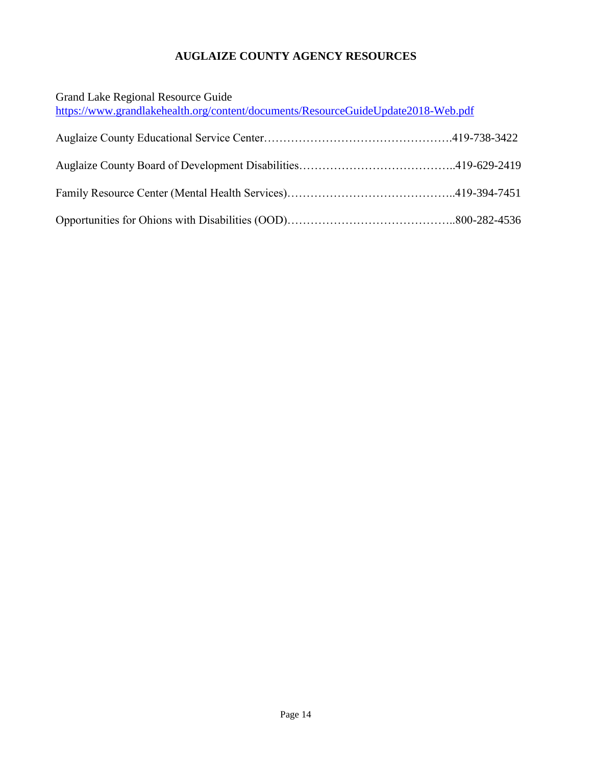# AUGLAIZE COUNTY AGENCY RESOURCES

Grand Lake Regional Resource Guide
https://www.grandlakehealth.org/content/documents/ResourceGuideUpdate2018-Web.pdf

Auglaize County Educational Service Center………………………………………….419-738-3422

Auglaize County Board of Development Disabilities…………………………………..419-629-2419

Family Resource Center (Mental Health Services)……………………………………..419-394-7451

Opportunities for Ohions with Disabilities (OOD)……………………………………..800-282-4536